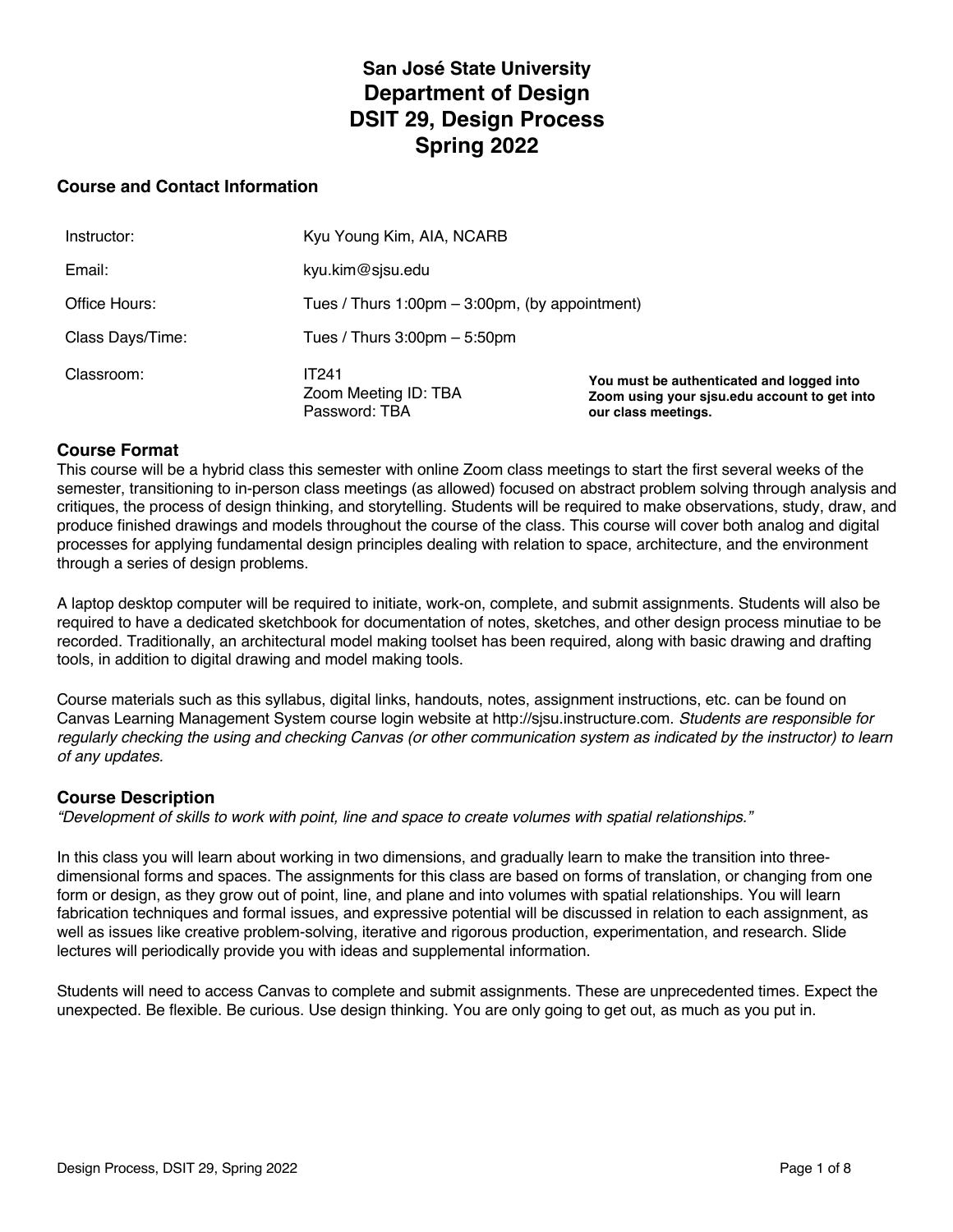# San José State University
# Department of Design
# DSIT 29, Design Process
# Spring 2022

## Course and Contact Information

| | | |
|---|---|---|
| Instructor: | Kyu Young Kim, AIA, NCARB | |
| Email: | kyu.kim@sjsu.edu | |
| Office Hours: | Tues / Thurs 1:00pm – 3:00pm, (by appointment) | |
| Class Days/Time: | Tues / Thurs 3:00pm – 5:50pm | |
| Classroom: | IT241<br>Zoom Meeting ID: TBA<br>Password: TBA | **You must be authenticated and logged into Zoom using your sjsu.edu account to get into our class meetings.** |

## Course Format

This course will be a hybrid class this semester with online Zoom class meetings to start the first several weeks of the semester, transitioning to in-person class meetings (as allowed) focused on abstract problem solving through analysis and critiques, the process of design thinking, and storytelling. Students will be required to make observations, study, draw, and produce finished drawings and models throughout the course of the class. This course will cover both analog and digital processes for applying fundamental design principles dealing with relation to space, architecture, and the environment through a series of design problems.

A laptop desktop computer will be required to initiate, work-on, complete, and submit assignments. Students will also be required to have a dedicated sketchbook for documentation of notes, sketches, and other design process minutiae to be recorded. Traditionally, an architectural model making toolset has been required, along with basic drawing and drafting tools, in addition to digital drawing and model making tools.

Course materials such as this syllabus, digital links, handouts, notes, assignment instructions, etc. can be found on Canvas Learning Management System course login website at http://sjsu.instructure.com. *Students are responsible for regularly checking the using and checking Canvas (or other communication system as indicated by the instructor) to learn of any updates.*

## Course Description

*"Development of skills to work with point, line and space to create volumes with spatial relationships."*

In this class you will learn about working in two dimensions, and gradually learn to make the transition into three-dimensional forms and spaces. The assignments for this class are based on forms of translation, or changing from one form or design, as they grow out of point, line, and plane and into volumes with spatial relationships. You will learn fabrication techniques and formal issues, and expressive potential will be discussed in relation to each assignment, as well as issues like creative problem-solving, iterative and rigorous production, experimentation, and research. Slide lectures will periodically provide you with ideas and supplemental information.

Students will need to access Canvas to complete and submit assignments. These are unprecedented times. Expect the unexpected. Be flexible. Be curious. Use design thinking. You are only going to get out, as much as you put in.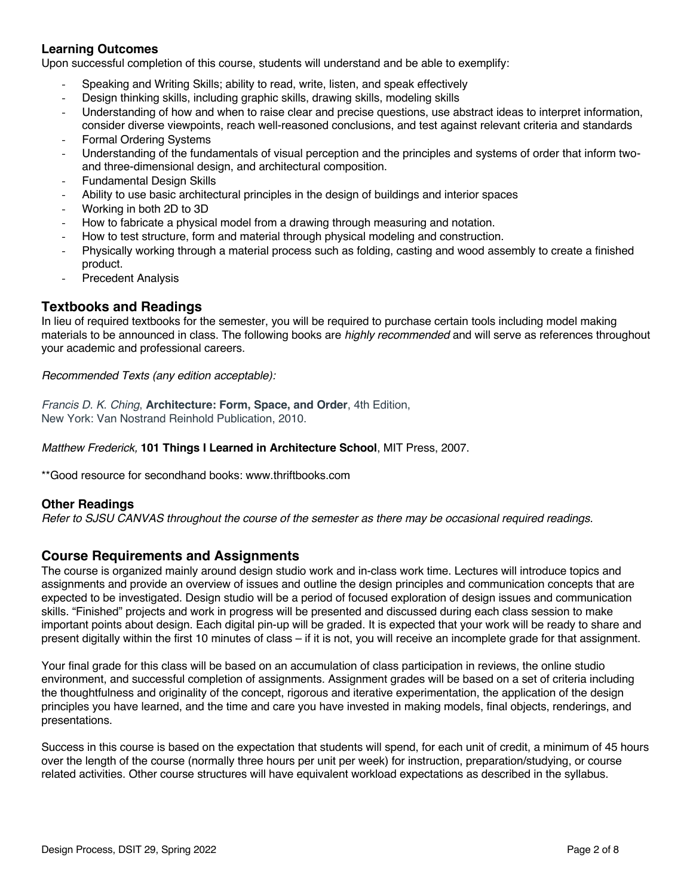## Learning Outcomes

Upon successful completion of this course, students will understand and be able to exemplify:

- Speaking and Writing Skills; ability to read, write, listen, and speak effectively
- Design thinking skills, including graphic skills, drawing skills, modeling skills
- Understanding of how and when to raise clear and precise questions, use abstract ideas to interpret information, consider diverse viewpoints, reach well-reasoned conclusions, and test against relevant criteria and standards
- Formal Ordering Systems
- Understanding of the fundamentals of visual perception and the principles and systems of order that inform two- and three-dimensional design, and architectural composition.
- Fundamental Design Skills
- Ability to use basic architectural principles in the design of buildings and interior spaces
- Working in both 2D to 3D
- How to fabricate a physical model from a drawing through measuring and notation.
- How to test structure, form and material through physical modeling and construction.
- Physically working through a material process such as folding, casting and wood assembly to create a finished product.
- Precedent Analysis

## Textbooks and Readings

In lieu of required textbooks for the semester, you will be required to purchase certain tools including model making materials to be announced in class. The following books are *highly recommended* and will serve as references throughout your academic and professional careers.

*Recommended Texts (any edition acceptable):*

*Francis D. K. Ching*, **Architecture: Form, Space, and Order**, 4th Edition, New York: Van Nostrand Reinhold Publication, 2010.

*Matthew Frederick,* **101 Things I Learned in Architecture School**, MIT Press, 2007.

**Good resource for secondhand books: www.thriftbooks.com

### Other Readings

*Refer to SJSU CANVAS throughout the course of the semester as there may be occasional required readings.*

## Course Requirements and Assignments

The course is organized mainly around design studio work and in-class work time. Lectures will introduce topics and assignments and provide an overview of issues and outline the design principles and communication concepts that are expected to be investigated. Design studio will be a period of focused exploration of design issues and communication skills. "Finished" projects and work in progress will be presented and discussed during each class session to make important points about design. Each digital pin-up will be graded. It is expected that your work will be ready to share and present digitally within the first 10 minutes of class – if it is not, you will receive an incomplete grade for that assignment.

Your final grade for this class will be based on an accumulation of class participation in reviews, the online studio environment, and successful completion of assignments. Assignment grades will be based on a set of criteria including the thoughtfulness and originality of the concept, rigorous and iterative experimentation, the application of the design principles you have learned, and the time and care you have invested in making models, final objects, renderings, and presentations.

Success in this course is based on the expectation that students will spend, for each unit of credit, a minimum of 45 hours over the length of the course (normally three hours per unit per week) for instruction, preparation/studying, or course related activities. Other course structures will have equivalent workload expectations as described in the syllabus.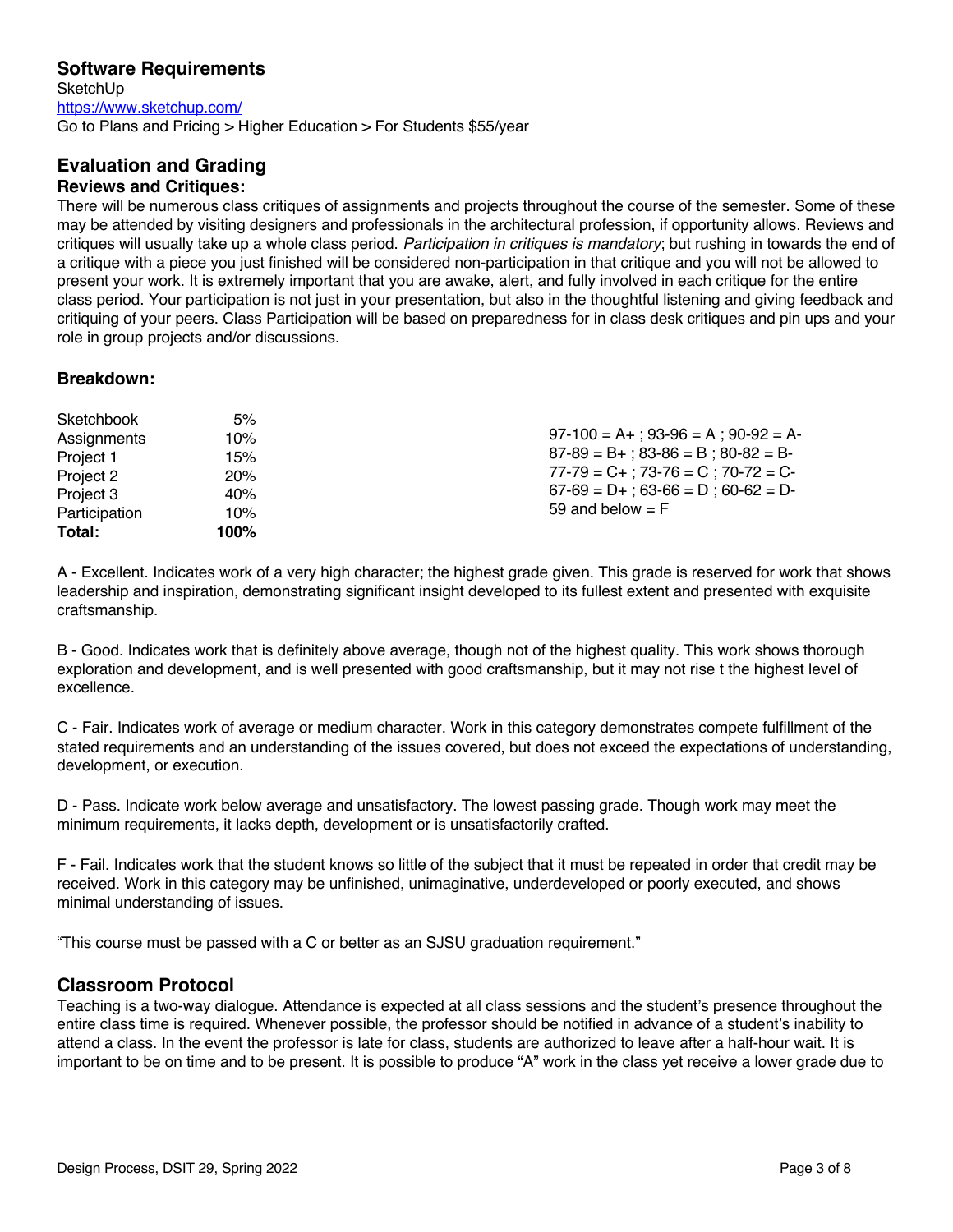## Software Requirements

SketchUp
https://www.sketchup.com/
Go to Plans and Pricing > Higher Education > For Students $55/year

## Evaluation and Grading

### Reviews and Critiques:

There will be numerous class critiques of assignments and projects throughout the course of the semester. Some of these may be attended by visiting designers and professionals in the architectural profession, if opportunity allows. Reviews and critiques will usually take up a whole class period. *Participation in critiques is mandatory*; but rushing in towards the end of a critique with a piece you just finished will be considered non-participation in that critique and you will not be allowed to present your work. It is extremely important that you are awake, alert, and fully involved in each critique for the entire class period. Your participation is not just in your presentation, but also in the thoughtful listening and giving feedback and critiquing of your peers. Class Participation will be based on preparedness for in class desk critiques and pin ups and your role in group projects and/or discussions.

### Breakdown:

| | |
|---|---|
| Sketchbook | 5% |
| Assignments | 10% |
| Project 1 | 15% |
| Project 2 | 20% |
| Project 3 | 40% |
| Participation | 10% |
| **Total:** | **100%** |

97-100 = A+ ; 93-96 = A ; 90-92 = A-
87-89 = B+ ; 83-86 = B ; 80-82 = B-
77-79 = C+ ; 73-76 = C ; 70-72 = C-
67-69 = D+ ; 63-66 = D ; 60-62 = D-
59 and below = F

A - Excellent. Indicates work of a very high character; the highest grade given. This grade is reserved for work that shows leadership and inspiration, demonstrating significant insight developed to its fullest extent and presented with exquisite craftsmanship.

B - Good. Indicates work that is definitely above average, though not of the highest quality. This work shows thorough exploration and development, and is well presented with good craftsmanship, but it may not rise t the highest level of excellence.

C - Fair. Indicates work of average or medium character. Work in this category demonstrates compete fulfillment of the stated requirements and an understanding of the issues covered, but does not exceed the expectations of understanding, development, or execution.

D - Pass. Indicate work below average and unsatisfactory. The lowest passing grade. Though work may meet the minimum requirements, it lacks depth, development or is unsatisfactorily crafted.

F - Fail. Indicates work that the student knows so little of the subject that it must be repeated in order that credit may be received. Work in this category may be unfinished, unimaginative, underdeveloped or poorly executed, and shows minimal understanding of issues.

"This course must be passed with a C or better as an SJSU graduation requirement."

## Classroom Protocol

Teaching is a two-way dialogue. Attendance is expected at all class sessions and the student's presence throughout the entire class time is required. Whenever possible, the professor should be notified in advance of a student's inability to attend a class. In the event the professor is late for class, students are authorized to leave after a half-hour wait. It is important to be on time and to be present. It is possible to produce "A" work in the class yet receive a lower grade due to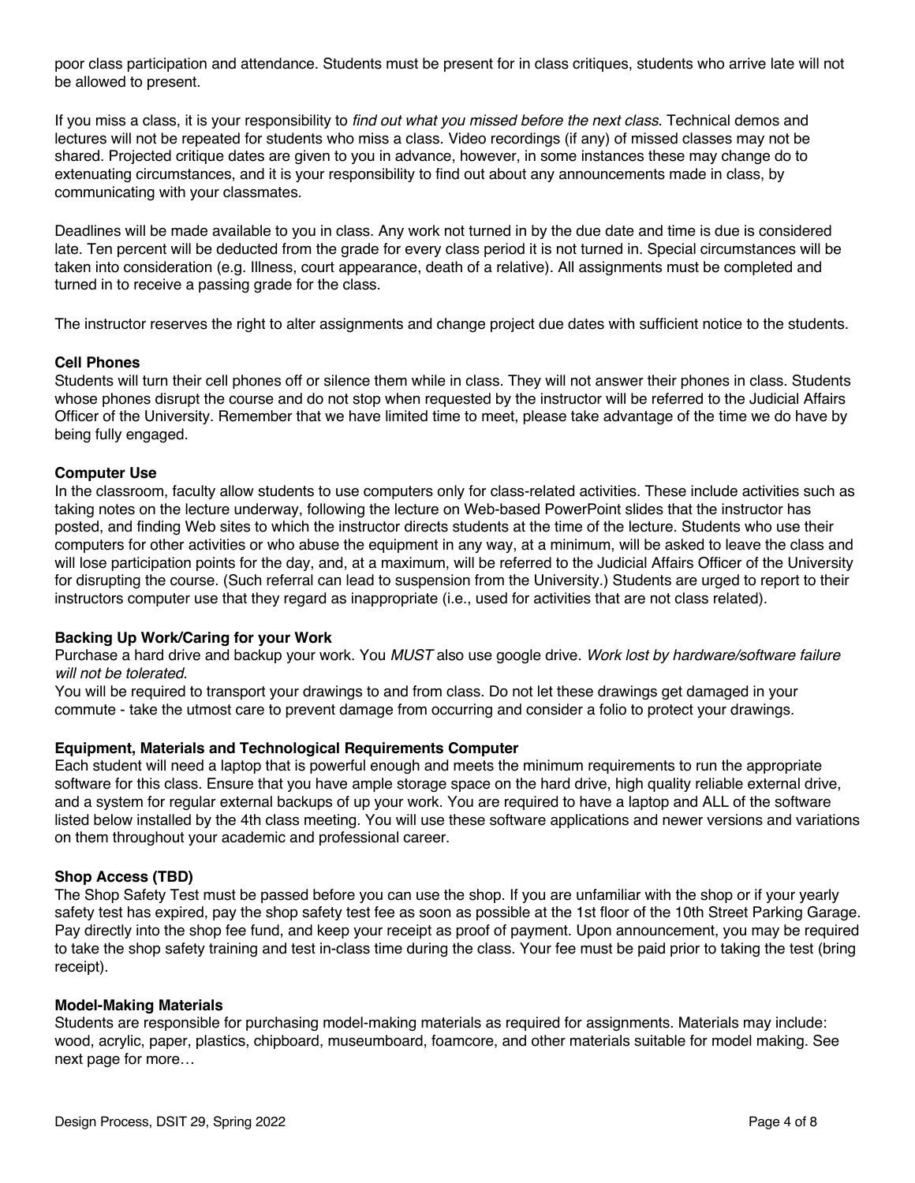poor class participation and attendance. Students must be present for in class critiques, students who arrive late will not be allowed to present.

If you miss a class, it is your responsibility to *find out what you missed before the next class*. Technical demos and lectures will not be repeated for students who miss a class. Video recordings (if any) of missed classes may not be shared. Projected critique dates are given to you in advance, however, in some instances these may change do to extenuating circumstances, and it is your responsibility to find out about any announcements made in class, by communicating with your classmates.

Deadlines will be made available to you in class. Any work not turned in by the due date and time is due is considered late. Ten percent will be deducted from the grade for every class period it is not turned in. Special circumstances will be taken into consideration (e.g. Illness, court appearance, death of a relative). All assignments must be completed and turned in to receive a passing grade for the class.

The instructor reserves the right to alter assignments and change project due dates with sufficient notice to the students.

**Cell Phones**

Students will turn their cell phones off or silence them while in class. They will not answer their phones in class. Students whose phones disrupt the course and do not stop when requested by the instructor will be referred to the Judicial Affairs Officer of the University. Remember that we have limited time to meet, please take advantage of the time we do have by being fully engaged.

**Computer Use**

In the classroom, faculty allow students to use computers only for class-related activities. These include activities such as taking notes on the lecture underway, following the lecture on Web-based PowerPoint slides that the instructor has posted, and finding Web sites to which the instructor directs students at the time of the lecture. Students who use their computers for other activities or who abuse the equipment in any way, at a minimum, will be asked to leave the class and will lose participation points for the day, and, at a maximum, will be referred to the Judicial Affairs Officer of the University for disrupting the course. (Such referral can lead to suspension from the University.) Students are urged to report to their instructors computer use that they regard as inappropriate (i.e., used for activities that are not class related).

**Backing Up Work/Caring for your Work**

Purchase a hard drive and backup your work. You *MUST* also use google drive. *Work lost by hardware/software failure will not be tolerated.*

You will be required to transport your drawings to and from class. Do not let these drawings get damaged in your commute - take the utmost care to prevent damage from occurring and consider a folio to protect your drawings.

**Equipment, Materials and Technological Requirements Computer**

Each student will need a laptop that is powerful enough and meets the minimum requirements to run the appropriate software for this class. Ensure that you have ample storage space on the hard drive, high quality reliable external drive, and a system for regular external backups of up your work. You are required to have a laptop and ALL of the software listed below installed by the 4th class meeting. You will use these software applications and newer versions and variations on them throughout your academic and professional career.

**Shop Access (TBD)**

The Shop Safety Test must be passed before you can use the shop. If you are unfamiliar with the shop or if your yearly safety test has expired, pay the shop safety test fee as soon as possible at the 1st floor of the 10th Street Parking Garage. Pay directly into the shop fee fund, and keep your receipt as proof of payment. Upon announcement, you may be required to take the shop safety training and test in-class time during the class. Your fee must be paid prior to taking the test (bring receipt).

**Model-Making Materials**

Students are responsible for purchasing model-making materials as required for assignments. Materials may include: wood, acrylic, paper, plastics, chipboard, museumboard, foamcore, and other materials suitable for model making. See next page for more…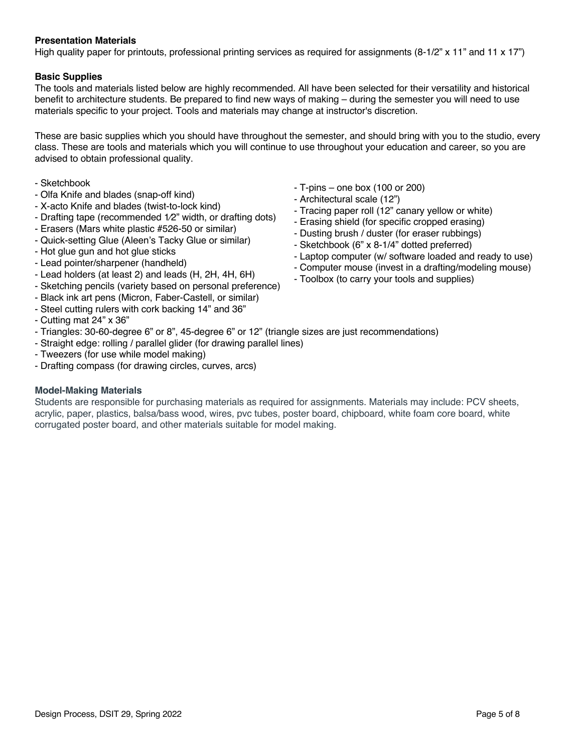**Presentation Materials**

High quality paper for printouts, professional printing services as required for assignments (8-1/2" x 11" and 11 x 17")

**Basic Supplies**

The tools and materials listed below are highly recommended. All have been selected for their versatility and historical benefit to architecture students. Be prepared to find new ways of making – during the semester you will need to use materials specific to your project. Tools and materials may change at instructor's discretion.

These are basic supplies which you should have throughout the semester, and should bring with you to the studio, every class. These are tools and materials which you will continue to use throughout your education and career, so you are advised to obtain professional quality.

- Sketchbook
- Olfa Knife and blades (snap-off kind)
- X-acto Knife and blades (twist-to-lock kind)
- Drafting tape (recommended 1⁄2" width, or drafting dots)
- Erasers (Mars white plastic #526-50 or similar)
- Quick-setting Glue (Aleen's Tacky Glue or similar)
- Hot glue gun and hot glue sticks
- Lead pointer/sharpener (handheld)
- Lead holders (at least 2) and leads (H, 2H, 4H, 6H)
- Sketching pencils (variety based on personal preference)
- Black ink art pens (Micron, Faber-Castell, or similar)
- Steel cutting rulers with cork backing 14" and 36"
- Cutting mat 24" x 36"
- Triangles: 30-60-degree 6" or 8", 45-degree 6" or 12" (triangle sizes are just recommendations)
- Straight edge: rolling / parallel glider (for drawing parallel lines)
- Tweezers (for use while model making)
- Drafting compass (for drawing circles, curves, arcs)
- T-pins – one box (100 or 200)
- Architectural scale (12")
- Tracing paper roll (12" canary yellow or white)
- Erasing shield (for specific cropped erasing)
- Dusting brush / duster (for eraser rubbings)
- Sketchbook (6" x 8-1/4" dotted preferred)
- Laptop computer (w/ software loaded and ready to use)
- Computer mouse (invest in a drafting/modeling mouse)
- Toolbox (to carry your tools and supplies)

**Model-Making Materials**

Students are responsible for purchasing materials as required for assignments. Materials may include: PCV sheets, acrylic, paper, plastics, balsa/bass wood, wires, pvc tubes, poster board, chipboard, white foam core board, white corrugated poster board, and other materials suitable for model making.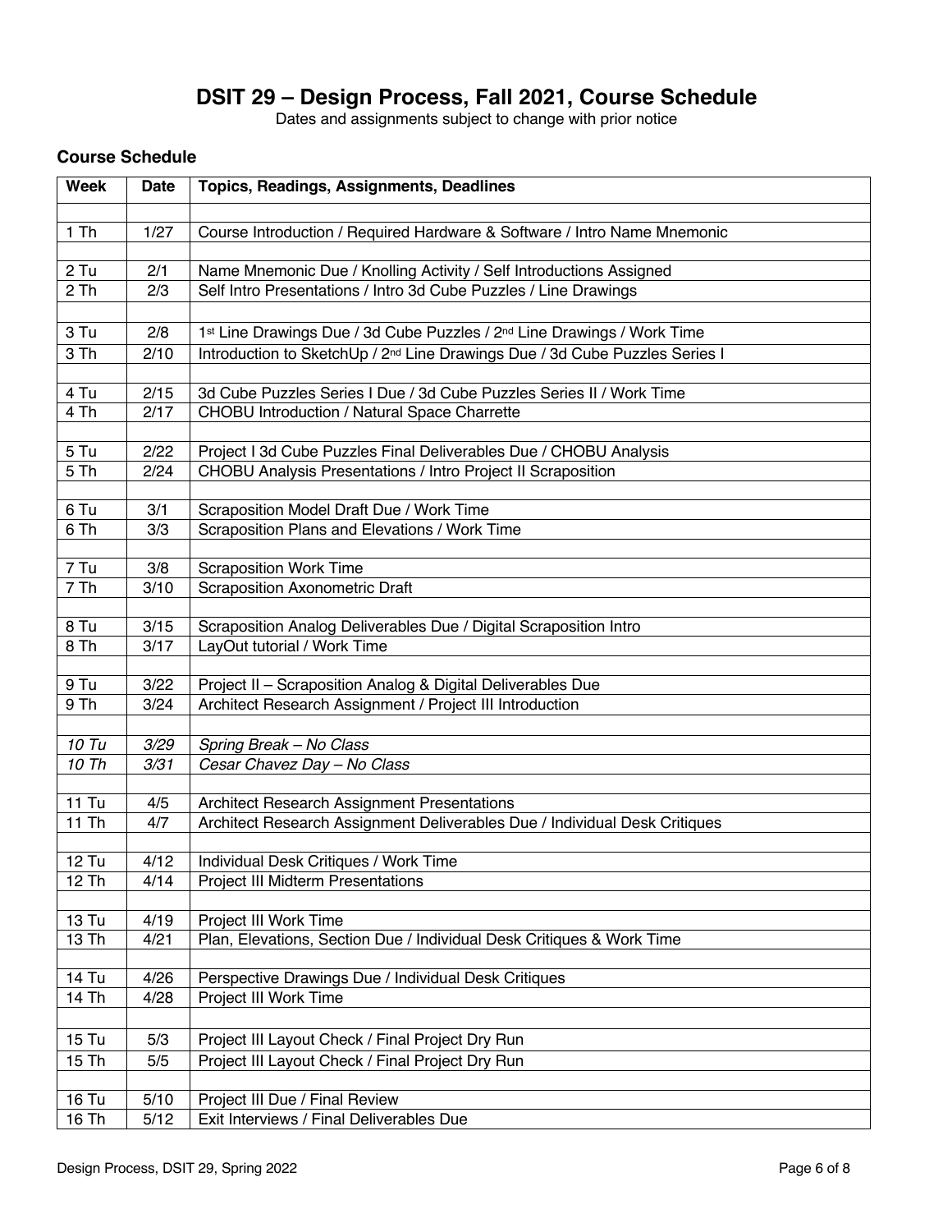# DSIT 29 – Design Process, Fall 2021, Course Schedule

Dates and assignments subject to change with prior notice

### Course Schedule

| Week | Date | Topics, Readings, Assignments, Deadlines |
|---|---|---|
| | | |
| 1 Th | 1/27 | Course Introduction / Required Hardware & Software / Intro Name Mnemonic |
| | | |
| 2 Tu | 2/1 | Name Mnemonic Due / Knolling Activity / Self Introductions Assigned |
| 2 Th | 2/3 | Self Intro Presentations / Intro 3d Cube Puzzles / Line Drawings |
| | | |
| 3 Tu | 2/8 | 1st Line Drawings Due / 3d Cube Puzzles / 2nd Line Drawings / Work Time |
| 3 Th | 2/10 | Introduction to SketchUp / 2nd Line Drawings Due / 3d Cube Puzzles Series I |
| | | |
| 4 Tu | 2/15 | 3d Cube Puzzles Series I Due / 3d Cube Puzzles Series II / Work Time |
| 4 Th | 2/17 | CHOBU Introduction / Natural Space Charrette |
| | | |
| 5 Tu | 2/22 | Project I 3d Cube Puzzles Final Deliverables Due / CHOBU Analysis |
| 5 Th | 2/24 | CHOBU Analysis Presentations / Intro Project II Scraposition |
| | | |
| 6 Tu | 3/1 | Scraposition Model Draft Due / Work Time |
| 6 Th | 3/3 | Scraposition Plans and Elevations / Work Time |
| | | |
| 7 Tu | 3/8 | Scraposition Work Time |
| 7 Th | 3/10 | Scraposition Axonometric Draft |
| | | |
| 8 Tu | 3/15 | Scraposition Analog Deliverables Due / Digital Scraposition Intro |
| 8 Th | 3/17 | LayOut tutorial / Work Time |
| | | |
| 9 Tu | 3/22 | Project II – Scraposition Analog & Digital Deliverables Due |
| 9 Th | 3/24 | Architect Research Assignment / Project III Introduction |
| | | |
| *10 Tu* | *3/29* | *Spring Break – No Class* |
| *10 Th* | *3/31* | *Cesar Chavez Day – No Class* |
| | | |
| 11 Tu | 4/5 | Architect Research Assignment Presentations |
| 11 Th | 4/7 | Architect Research Assignment Deliverables Due / Individual Desk Critiques |
| | | |
| 12 Tu | 4/12 | Individual Desk Critiques / Work Time |
| 12 Th | 4/14 | Project III Midterm Presentations |
| | | |
| 13 Tu | 4/19 | Project III Work Time |
| 13 Th | 4/21 | Plan, Elevations, Section Due / Individual Desk Critiques & Work Time |
| | | |
| 14 Tu | 4/26 | Perspective Drawings Due / Individual Desk Critiques |
| 14 Th | 4/28 | Project III Work Time |
| | | |
| 15 Tu | 5/3 | Project III Layout Check / Final Project Dry Run |
| 15 Th | 5/5 | Project III Layout Check / Final Project Dry Run |
| | | |
| 16 Tu | 5/10 | Project III Due / Final Review |
| 16 Th | 5/12 | Exit Interviews / Final Deliverables Due |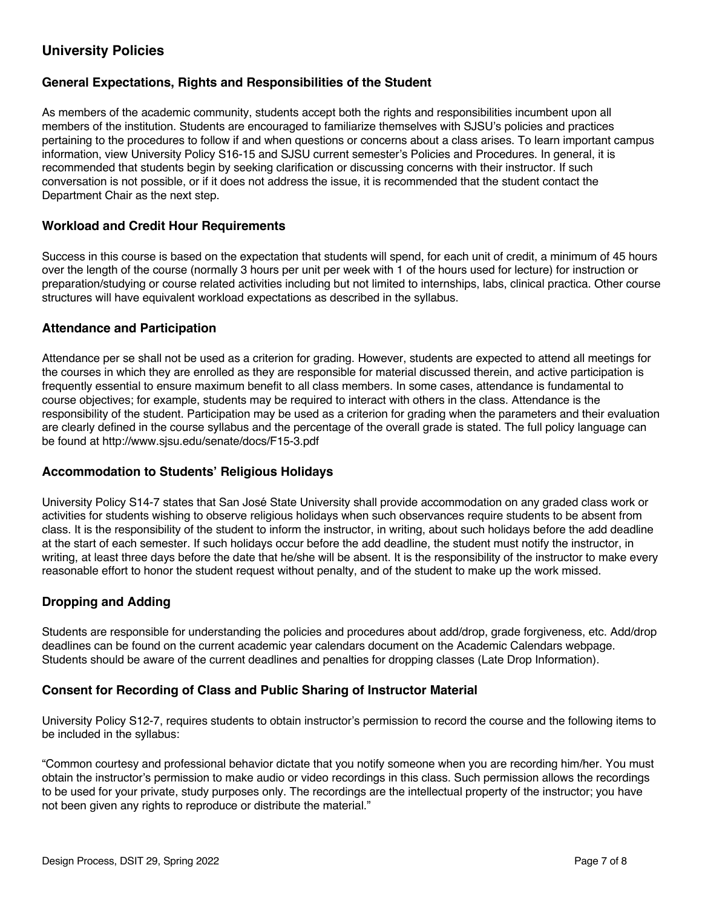## University Policies

### General Expectations, Rights and Responsibilities of the Student

As members of the academic community, students accept both the rights and responsibilities incumbent upon all members of the institution. Students are encouraged to familiarize themselves with SJSU's policies and practices pertaining to the procedures to follow if and when questions or concerns about a class arises. To learn important campus information, view University Policy S16-15 and SJSU current semester's Policies and Procedures. In general, it is recommended that students begin by seeking clarification or discussing concerns with their instructor. If such conversation is not possible, or if it does not address the issue, it is recommended that the student contact the Department Chair as the next step.

### Workload and Credit Hour Requirements

Success in this course is based on the expectation that students will spend, for each unit of credit, a minimum of 45 hours over the length of the course (normally 3 hours per unit per week with 1 of the hours used for lecture) for instruction or preparation/studying or course related activities including but not limited to internships, labs, clinical practica. Other course structures will have equivalent workload expectations as described in the syllabus.

### Attendance and Participation

Attendance per se shall not be used as a criterion for grading. However, students are expected to attend all meetings for the courses in which they are enrolled as they are responsible for material discussed therein, and active participation is frequently essential to ensure maximum benefit to all class members. In some cases, attendance is fundamental to course objectives; for example, students may be required to interact with others in the class. Attendance is the responsibility of the student. Participation may be used as a criterion for grading when the parameters and their evaluation are clearly defined in the course syllabus and the percentage of the overall grade is stated. The full policy language can be found at http://www.sjsu.edu/senate/docs/F15-3.pdf

### Accommodation to Students' Religious Holidays

University Policy S14-7 states that San José State University shall provide accommodation on any graded class work or activities for students wishing to observe religious holidays when such observances require students to be absent from class. It is the responsibility of the student to inform the instructor, in writing, about such holidays before the add deadline at the start of each semester. If such holidays occur before the add deadline, the student must notify the instructor, in writing, at least three days before the date that he/she will be absent. It is the responsibility of the instructor to make every reasonable effort to honor the student request without penalty, and of the student to make up the work missed.

### Dropping and Adding

Students are responsible for understanding the policies and procedures about add/drop, grade forgiveness, etc. Add/drop deadlines can be found on the current academic year calendars document on the Academic Calendars webpage. Students should be aware of the current deadlines and penalties for dropping classes (Late Drop Information).

### Consent for Recording of Class and Public Sharing of Instructor Material

University Policy S12-7, requires students to obtain instructor's permission to record the course and the following items to be included in the syllabus:

"Common courtesy and professional behavior dictate that you notify someone when you are recording him/her. You must obtain the instructor's permission to make audio or video recordings in this class. Such permission allows the recordings to be used for your private, study purposes only. The recordings are the intellectual property of the instructor; you have not been given any rights to reproduce or distribute the material."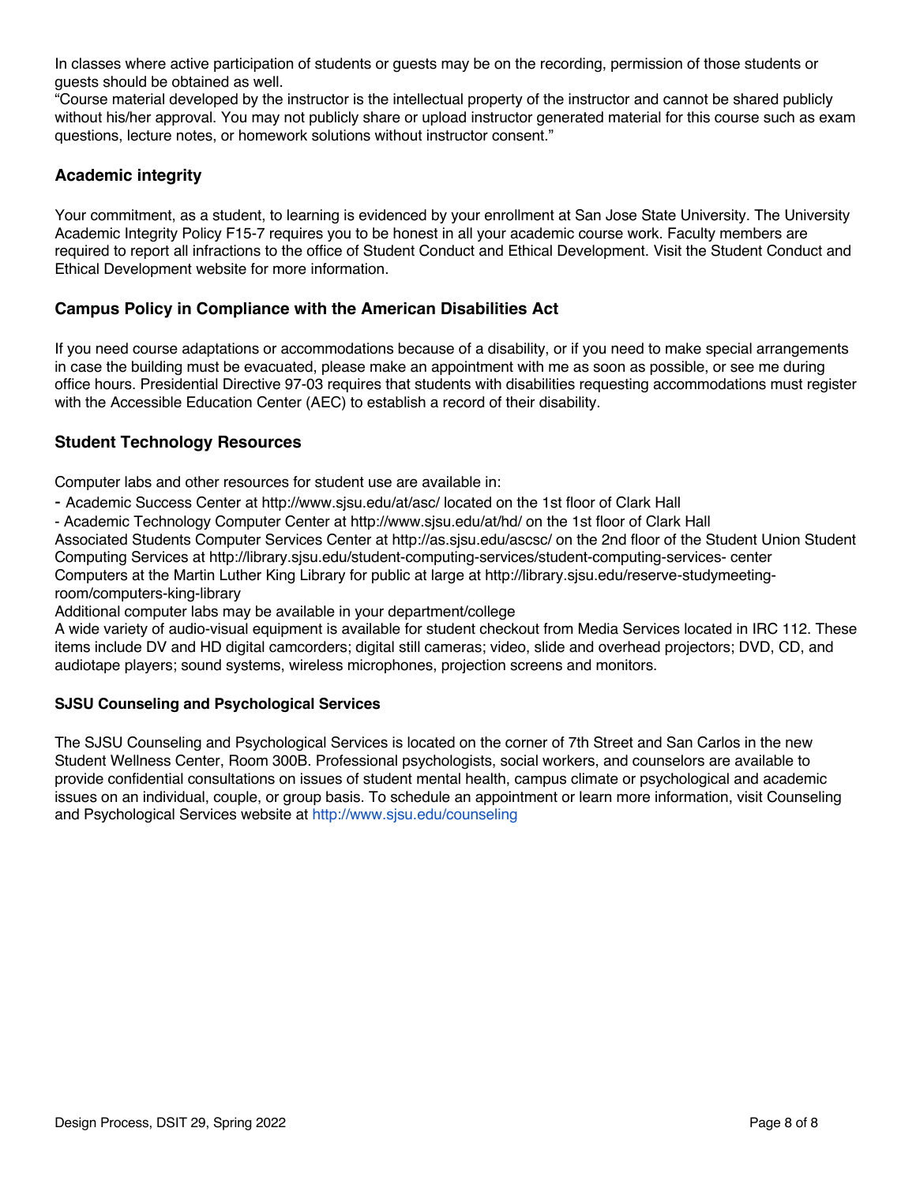In classes where active participation of students or guests may be on the recording, permission of those students or guests should be obtained as well.

"Course material developed by the instructor is the intellectual property of the instructor and cannot be shared publicly without his/her approval. You may not publicly share or upload instructor generated material for this course such as exam questions, lecture notes, or homework solutions without instructor consent."

## Academic integrity

Your commitment, as a student, to learning is evidenced by your enrollment at San Jose State University. The University Academic Integrity Policy F15-7 requires you to be honest in all your academic course work. Faculty members are required to report all infractions to the office of Student Conduct and Ethical Development. Visit the Student Conduct and Ethical Development website for more information.

## Campus Policy in Compliance with the American Disabilities Act

If you need course adaptations or accommodations because of a disability, or if you need to make special arrangements in case the building must be evacuated, please make an appointment with me as soon as possible, or see me during office hours. Presidential Directive 97-03 requires that students with disabilities requesting accommodations must register with the Accessible Education Center (AEC) to establish a record of their disability.

## Student Technology Resources

Computer labs and other resources for student use are available in:

- Academic Success Center at http://www.sjsu.edu/at/asc/ located on the 1st floor of Clark Hall
- Academic Technology Computer Center at http://www.sjsu.edu/at/hd/ on the 1st floor of Clark Hall

Associated Students Computer Services Center at http://as.sjsu.edu/ascsc/ on the 2nd floor of the Student Union Student Computing Services at http://library.sjsu.edu/student-computing-services/student-computing-services- center
Computers at the Martin Luther King Library for public at large at http://library.sjsu.edu/reserve-studymeeting-room/computers-king-library
Additional computer labs may be available in your department/college
A wide variety of audio-visual equipment is available for student checkout from Media Services located in IRC 112. These items include DV and HD digital camcorders; digital still cameras; video, slide and overhead projectors; DVD, CD, and audiotape players; sound systems, wireless microphones, projection screens and monitors.

### SJSU Counseling and Psychological Services

The SJSU Counseling and Psychological Services is located on the corner of 7th Street and San Carlos in the new Student Wellness Center, Room 300B. Professional psychologists, social workers, and counselors are available to provide confidential consultations on issues of student mental health, campus climate or psychological and academic issues on an individual, couple, or group basis. To schedule an appointment or learn more information, visit Counseling and Psychological Services website at http://www.sjsu.edu/counseling